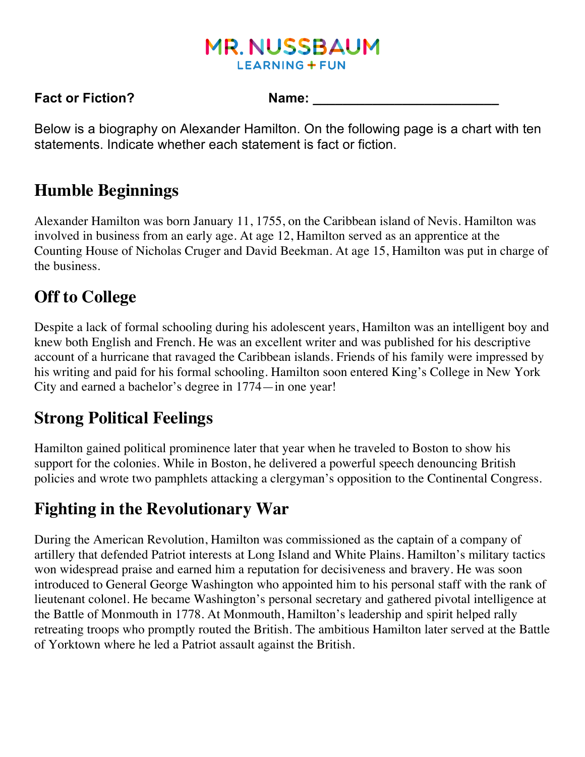MR. NUSSBAUM
LEARNING + FUN

**Fact or Fiction?** **Name: ________________________**

Below is a biography on Alexander Hamilton. On the following page is a chart with ten statements. Indicate whether each statement is fact or fiction.

## Humble Beginnings

Alexander Hamilton was born January 11, 1755, on the Caribbean island of Nevis. Hamilton was involved in business from an early age. At age 12, Hamilton served as an apprentice at the Counting House of Nicholas Cruger and David Beekman. At age 15, Hamilton was put in charge of the business.

## Off to College

Despite a lack of formal schooling during his adolescent years, Hamilton was an intelligent boy and knew both English and French. He was an excellent writer and was published for his descriptive account of a hurricane that ravaged the Caribbean islands. Friends of his family were impressed by his writing and paid for his formal schooling. Hamilton soon entered King's College in New York City and earned a bachelor's degree in 1774—in one year!

## Strong Political Feelings

Hamilton gained political prominence later that year when he traveled to Boston to show his support for the colonies. While in Boston, he delivered a powerful speech denouncing British policies and wrote two pamphlets attacking a clergyman's opposition to the Continental Congress.

## Fighting in the Revolutionary War

During the American Revolution, Hamilton was commissioned as the captain of a company of artillery that defended Patriot interests at Long Island and White Plains. Hamilton's military tactics won widespread praise and earned him a reputation for decisiveness and bravery. He was soon introduced to General George Washington who appointed him to his personal staff with the rank of lieutenant colonel. He became Washington's personal secretary and gathered pivotal intelligence at the Battle of Monmouth in 1778. At Monmouth, Hamilton's leadership and spirit helped rally retreating troops who promptly routed the British. The ambitious Hamilton later served at the Battle of Yorktown where he led a Patriot assault against the British.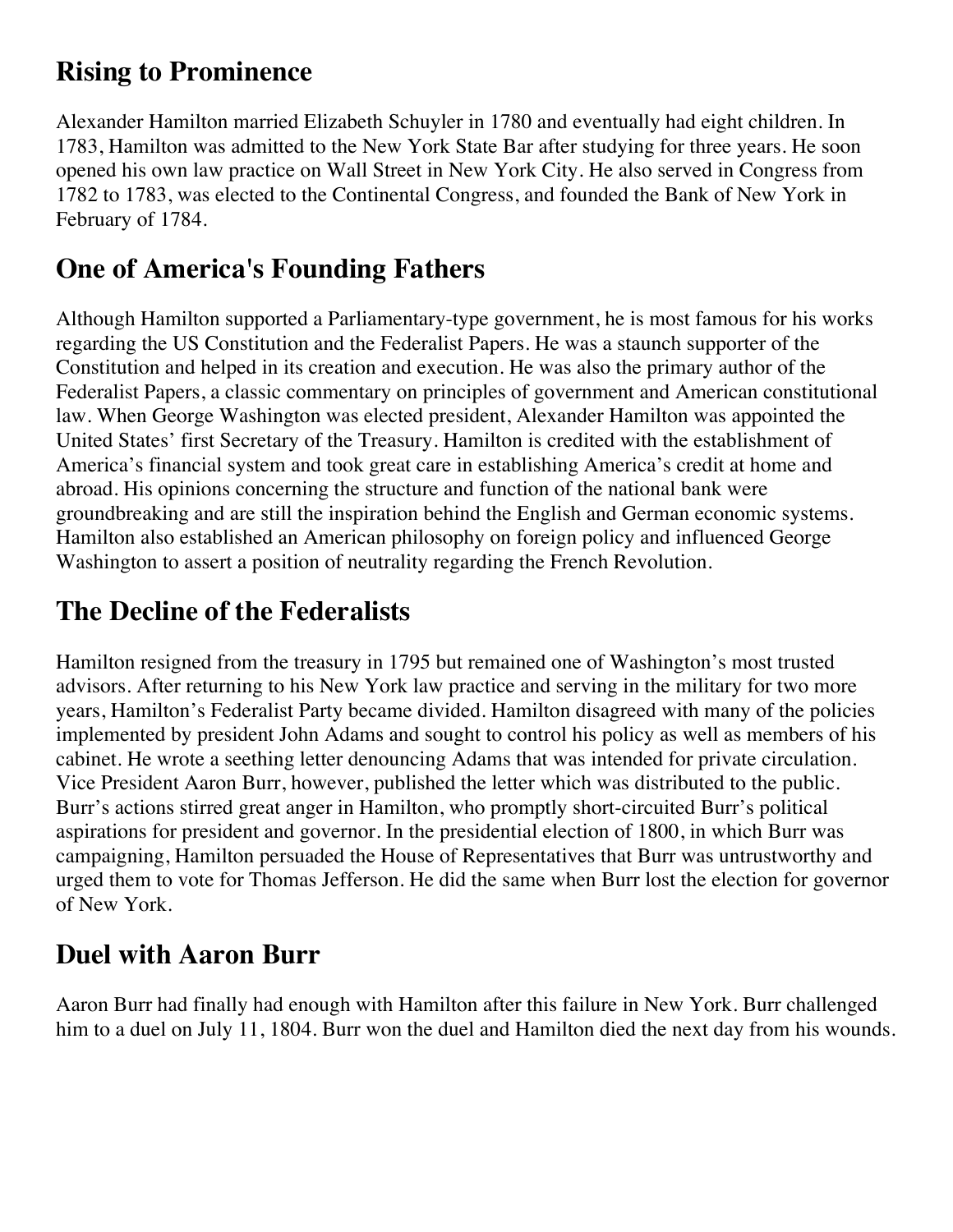## Rising to Prominence

Alexander Hamilton married Elizabeth Schuyler in 1780 and eventually had eight children. In 1783, Hamilton was admitted to the New York State Bar after studying for three years. He soon opened his own law practice on Wall Street in New York City. He also served in Congress from 1782 to 1783, was elected to the Continental Congress, and founded the Bank of New York in February of 1784.

## One of America's Founding Fathers

Although Hamilton supported a Parliamentary-type government, he is most famous for his works regarding the US Constitution and the Federalist Papers. He was a staunch supporter of the Constitution and helped in its creation and execution. He was also the primary author of the Federalist Papers, a classic commentary on principles of government and American constitutional law. When George Washington was elected president, Alexander Hamilton was appointed the United States' first Secretary of the Treasury. Hamilton is credited with the establishment of America's financial system and took great care in establishing America's credit at home and abroad. His opinions concerning the structure and function of the national bank were groundbreaking and are still the inspiration behind the English and German economic systems. Hamilton also established an American philosophy on foreign policy and influenced George Washington to assert a position of neutrality regarding the French Revolution.

## The Decline of the Federalists

Hamilton resigned from the treasury in 1795 but remained one of Washington's most trusted advisors. After returning to his New York law practice and serving in the military for two more years, Hamilton's Federalist Party became divided. Hamilton disagreed with many of the policies implemented by president John Adams and sought to control his policy as well as members of his cabinet. He wrote a seething letter denouncing Adams that was intended for private circulation. Vice President Aaron Burr, however, published the letter which was distributed to the public. Burr's actions stirred great anger in Hamilton, who promptly short-circuited Burr's political aspirations for president and governor. In the presidential election of 1800, in which Burr was campaigning, Hamilton persuaded the House of Representatives that Burr was untrustworthy and urged them to vote for Thomas Jefferson. He did the same when Burr lost the election for governor of New York.

## Duel with Aaron Burr

Aaron Burr had finally had enough with Hamilton after this failure in New York. Burr challenged him to a duel on July 11, 1804. Burr won the duel and Hamilton died the next day from his wounds.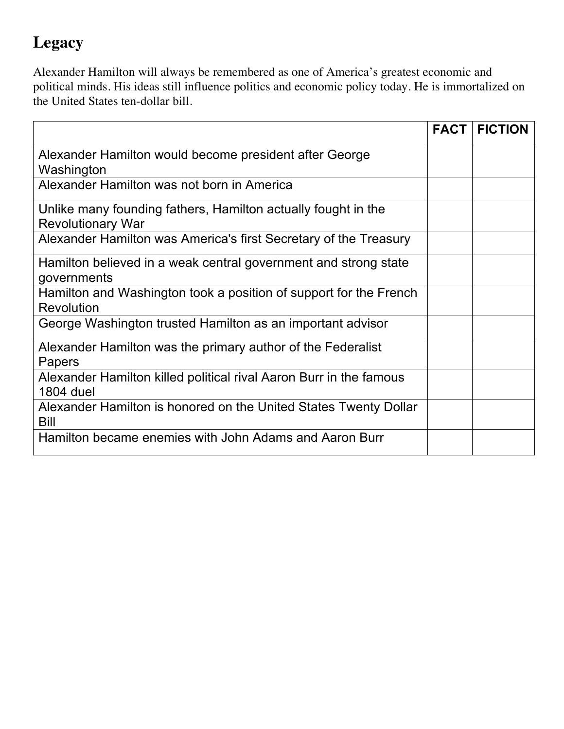## Legacy

Alexander Hamilton will always be remembered as one of America's greatest economic and political minds. His ideas still influence politics and economic policy today. He is immortalized on the United States ten-dollar bill.

| | FACT | FICTION |
|---|---|---|
| Alexander Hamilton would become president after George Washington | | |
| Alexander Hamilton was not born in America | | |
| Unlike many founding fathers, Hamilton actually fought in the Revolutionary War | | |
| Alexander Hamilton was America's first Secretary of the Treasury | | |
| Hamilton believed in a weak central government and strong state governments | | |
| Hamilton and Washington took a position of support for the French Revolution | | |
| George Washington trusted Hamilton as an important advisor | | |
| Alexander Hamilton was the primary author of the Federalist Papers | | |
| Alexander Hamilton killed political rival Aaron Burr in the famous 1804 duel | | |
| Alexander Hamilton is honored on the United States Twenty Dollar Bill | | |
| Hamilton became enemies with John Adams and Aaron Burr | | |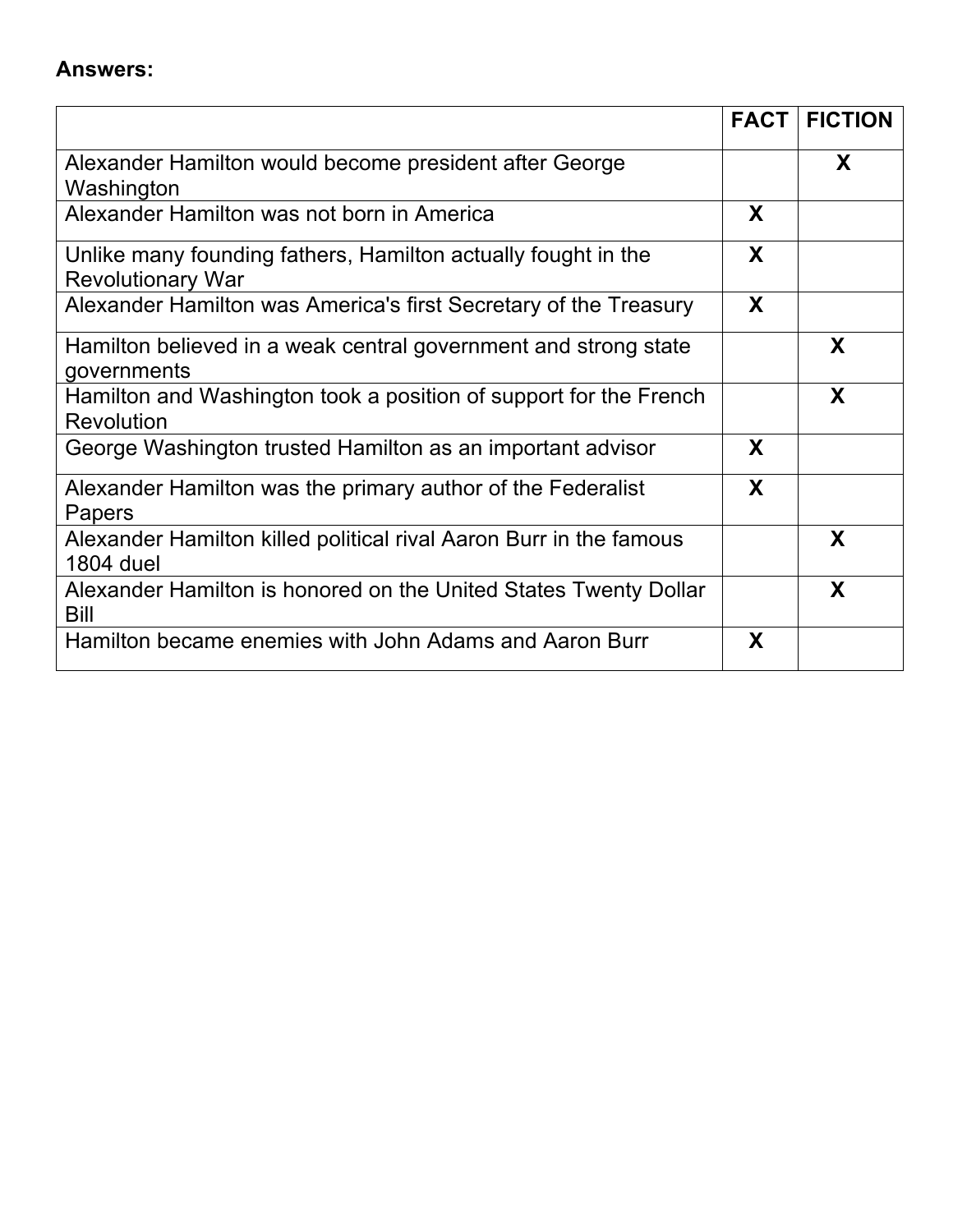**Answers:**

| | FACT | FICTION |
|---|---|---|
| Alexander Hamilton would become president after George Washington | | X |
| Alexander Hamilton was not born in America | X | |
| Unlike many founding fathers, Hamilton actually fought in the Revolutionary War | X | |
| Alexander Hamilton was America's first Secretary of the Treasury | X | |
| Hamilton believed in a weak central government and strong state governments | | X |
| Hamilton and Washington took a position of support for the French Revolution | | X |
| George Washington trusted Hamilton as an important advisor | X | |
| Alexander Hamilton was the primary author of the Federalist Papers | X | |
| Alexander Hamilton killed political rival Aaron Burr in the famous 1804 duel | | X |
| Alexander Hamilton is honored on the United States Twenty Dollar Bill | | X |
| Hamilton became enemies with John Adams and Aaron Burr | X | |